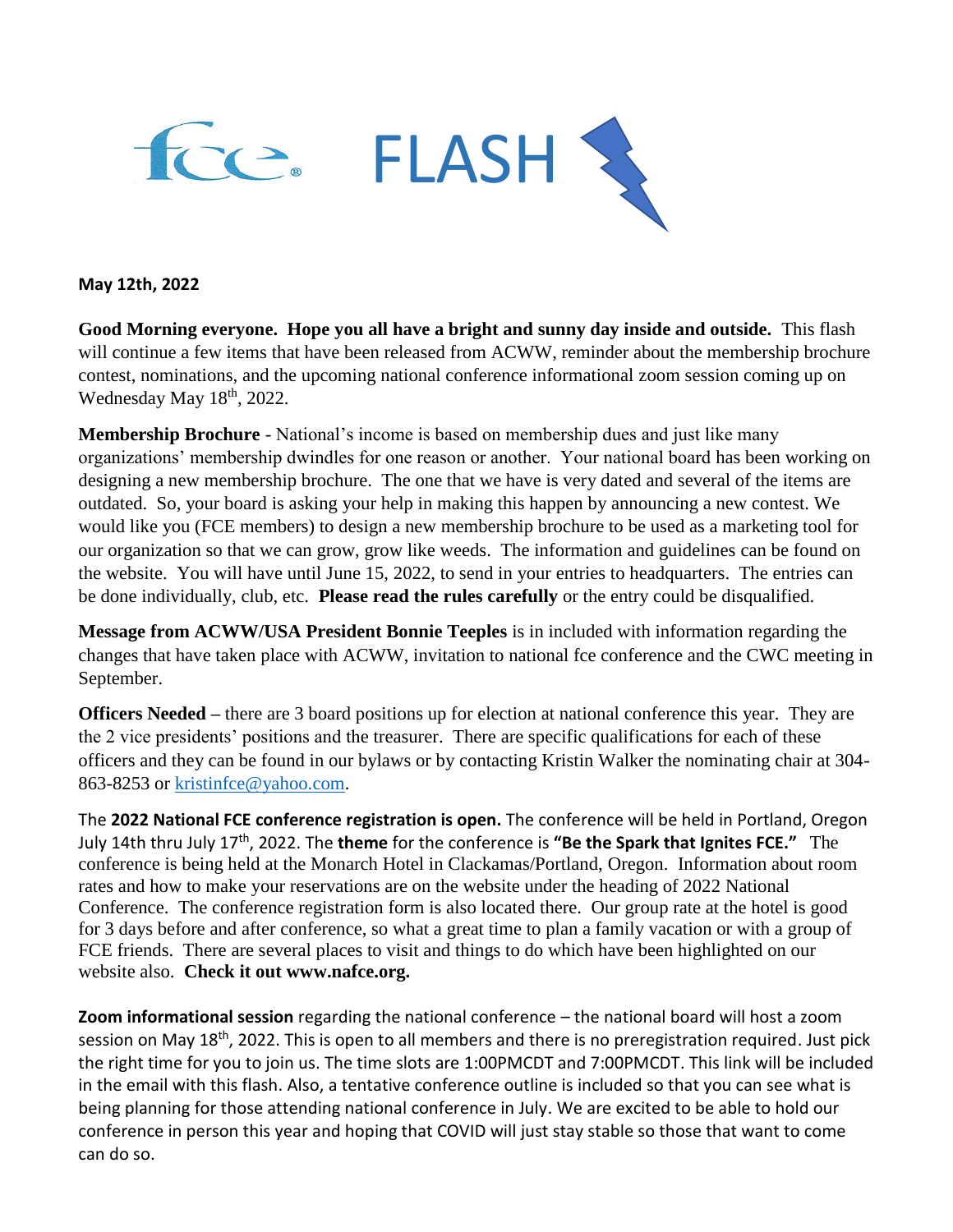# fce® FLASH

**May 12th, 2022**

**Good Morning everyone. Hope you all have a bright and sunny day inside and outside.** This flash will continue a few items that have been released from ACWW, reminder about the membership brochure contest, nominations, and the upcoming national conference informational zoom session coming up on Wednesday May 18th, 2022.

**Membership Brochure** - National's income is based on membership dues and just like many organizations' membership dwindles for one reason or another. Your national board has been working on designing a new membership brochure. The one that we have is very dated and several of the items are outdated. So, your board is asking your help in making this happen by announcing a new contest. We would like you (FCE members) to design a new membership brochure to be used as a marketing tool for our organization so that we can grow, grow like weeds. The information and guidelines can be found on the website. You will have until June 15, 2022, to send in your entries to headquarters. The entries can be done individually, club, etc. **Please read the rules carefully** or the entry could be disqualified.

**Message from ACWW/USA President Bonnie Teeples** is in included with information regarding the changes that have taken place with ACWW, invitation to national fce conference and the CWC meeting in September.

**Officers Needed –** there are 3 board positions up for election at national conference this year. They are the 2 vice presidents' positions and the treasurer. There are specific qualifications for each of these officers and they can be found in our bylaws or by contacting Kristin Walker the nominating chair at 304-863-8253 or kristinfce@yahoo.com.

The **2022 National FCE conference registration is open.** The conference will be held in Portland, Oregon July 14th thru July 17th, 2022. The **theme** for the conference is **"Be the Spark that Ignites FCE."** The conference is being held at the Monarch Hotel in Clackamas/Portland, Oregon. Information about room rates and how to make your reservations are on the website under the heading of 2022 National Conference. The conference registration form is also located there. Our group rate at the hotel is good for 3 days before and after conference, so what a great time to plan a family vacation or with a group of FCE friends. There are several places to visit and things to do which have been highlighted on our website also. **Check it out www.nafce.org.**

**Zoom informational session** regarding the national conference – the national board will host a zoom session on May 18th, 2022. This is open to all members and there is no preregistration required. Just pick the right time for you to join us. The time slots are 1:00PMCDT and 7:00PMCDT. This link will be included in the email with this flash. Also, a tentative conference outline is included so that you can see what is being planning for those attending national conference in July. We are excited to be able to hold our conference in person this year and hoping that COVID will just stay stable so those that want to come can do so.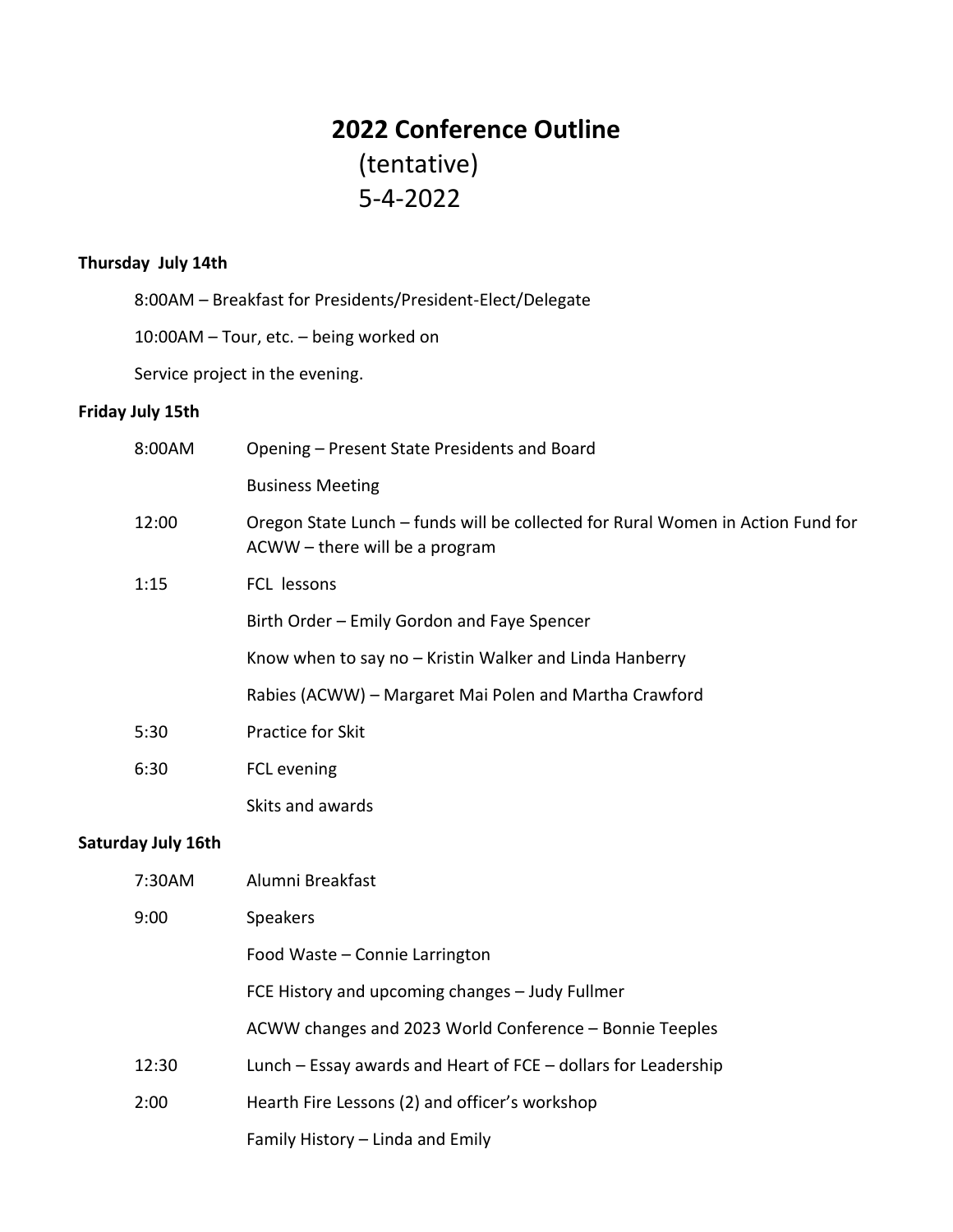# 2022 Conference Outline

(tentative)

5-4-2022

**Thursday July 14th**

8:00AM – Breakfast for Presidents/President-Elect/Delegate

10:00AM – Tour, etc. – being worked on

Service project in the evening.

**Friday July 15th**

8:00AM Opening – Present State Presidents and Board

Business Meeting

12:00 Oregon State Lunch – funds will be collected for Rural Women in Action Fund for ACWW – there will be a program

1:15 FCL lessons

Birth Order – Emily Gordon and Faye Spencer

Know when to say no – Kristin Walker and Linda Hanberry

Rabies (ACWW) – Margaret Mai Polen and Martha Crawford

5:30 Practice for Skit

6:30 FCL evening

Skits and awards

**Saturday July 16th**

7:30AM Alumni Breakfast

9:00 Speakers

Food Waste – Connie Larrington

FCE History and upcoming changes – Judy Fullmer

ACWW changes and 2023 World Conference – Bonnie Teeples

12:30 Lunch – Essay awards and Heart of FCE – dollars for Leadership

2:00 Hearth Fire Lessons (2) and officer's workshop

Family History – Linda and Emily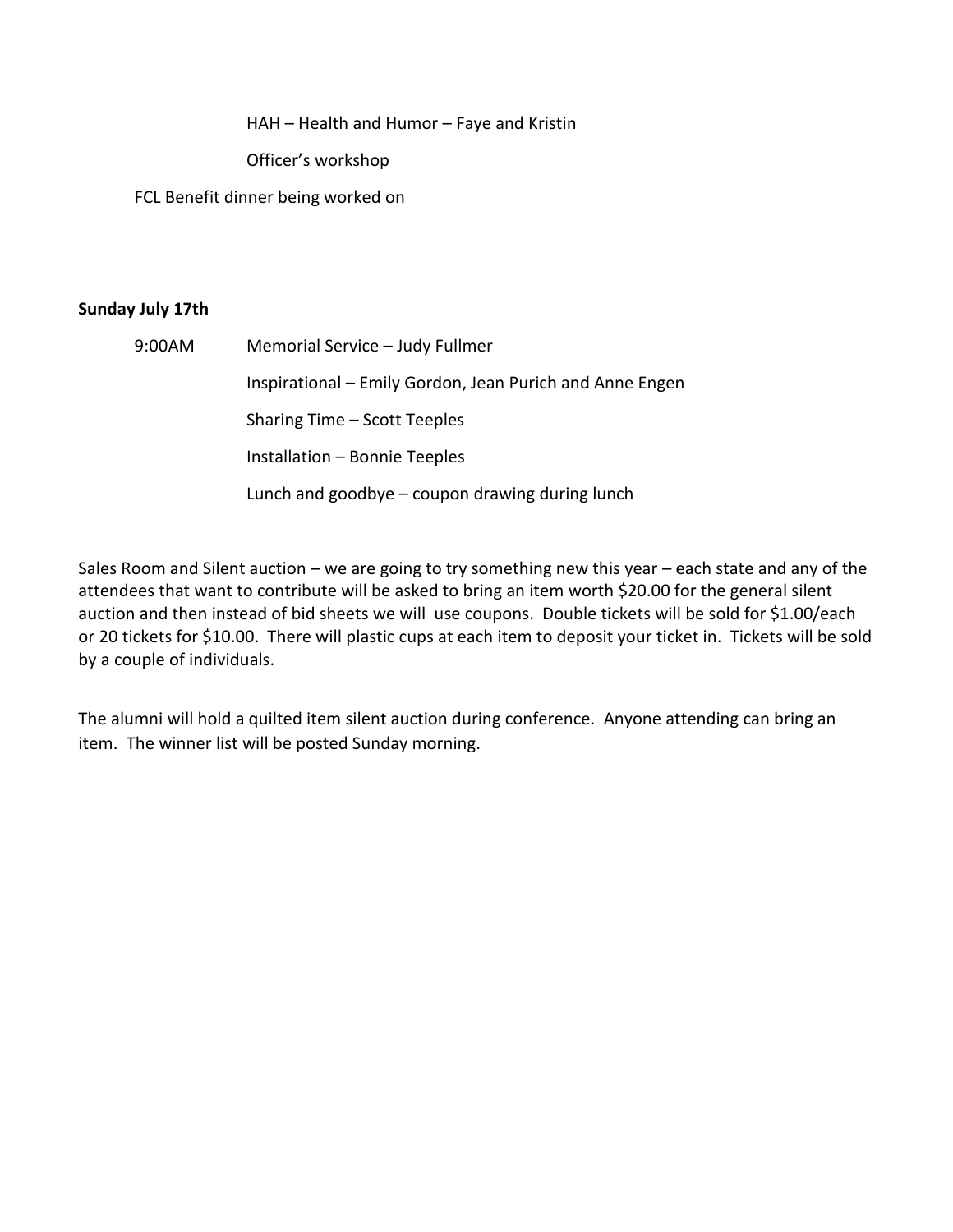HAH – Health and Humor – Faye and Kristin

Officer's workshop

FCL Benefit dinner being worked on

**Sunday July 17th**

9:00AM Memorial Service – Judy Fullmer

Inspirational – Emily Gordon, Jean Purich and Anne Engen

Sharing Time – Scott Teeples

Installation – Bonnie Teeples

Lunch and goodbye – coupon drawing during lunch

Sales Room and Silent auction – we are going to try something new this year – each state and any of the attendees that want to contribute will be asked to bring an item worth $20.00 for the general silent auction and then instead of bid sheets we will use coupons. Double tickets will be sold for $1.00/each or 20 tickets for $10.00. There will plastic cups at each item to deposit your ticket in. Tickets will be sold by a couple of individuals.

The alumni will hold a quilted item silent auction during conference. Anyone attending can bring an item. The winner list will be posted Sunday morning.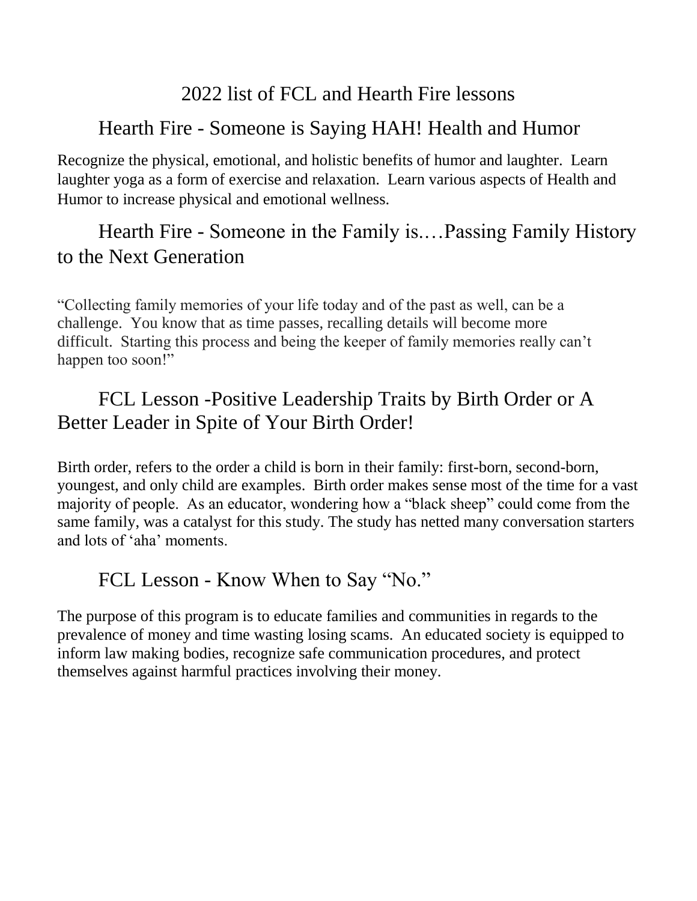# 2022 list of FCL and Hearth Fire lessons

## Hearth Fire - Someone is Saying HAH! Health and Humor

Recognize the physical, emotional, and holistic benefits of humor and laughter. Learn laughter yoga as a form of exercise and relaxation. Learn various aspects of Health and Humor to increase physical and emotional wellness.

## Hearth Fire - Someone in the Family is.…Passing Family History to the Next Generation

"Collecting family memories of your life today and of the past as well, can be a challenge. You know that as time passes, recalling details will become more difficult. Starting this process and being the keeper of family memories really can't happen too soon!"

## FCL Lesson -Positive Leadership Traits by Birth Order or A Better Leader in Spite of Your Birth Order!

Birth order, refers to the order a child is born in their family: first-born, second-born, youngest, and only child are examples. Birth order makes sense most of the time for a vast majority of people. As an educator, wondering how a "black sheep" could come from the same family, was a catalyst for this study. The study has netted many conversation starters and lots of 'aha' moments.

## FCL Lesson - Know When to Say "No."

The purpose of this program is to educate families and communities in regards to the prevalence of money and time wasting losing scams. An educated society is equipped to inform law making bodies, recognize safe communication procedures, and protect themselves against harmful practices involving their money.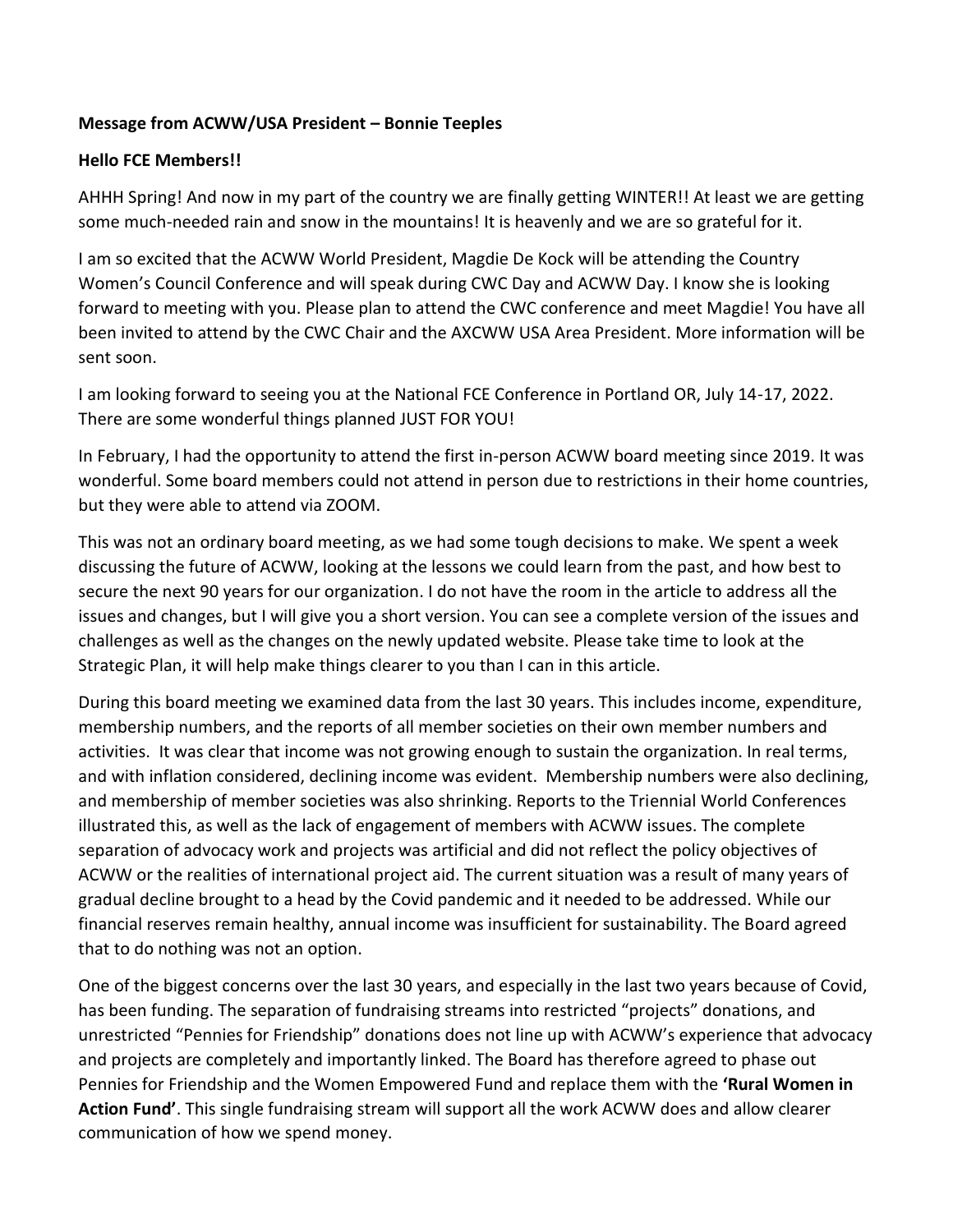**Message from ACWW/USA President – Bonnie Teeples**

**Hello FCE Members!!**

AHHH Spring! And now in my part of the country we are finally getting WINTER!! At least we are getting some much-needed rain and snow in the mountains! It is heavenly and we are so grateful for it.

I am so excited that the ACWW World President, Magdie De Kock will be attending the Country Women's Council Conference and will speak during CWC Day and ACWW Day. I know she is looking forward to meeting with you. Please plan to attend the CWC conference and meet Magdie! You have all been invited to attend by the CWC Chair and the AXCWW USA Area President. More information will be sent soon.

I am looking forward to seeing you at the National FCE Conference in Portland OR, July 14-17, 2022. There are some wonderful things planned JUST FOR YOU!

In February, I had the opportunity to attend the first in-person ACWW board meeting since 2019. It was wonderful. Some board members could not attend in person due to restrictions in their home countries, but they were able to attend via ZOOM.

This was not an ordinary board meeting, as we had some tough decisions to make. We spent a week discussing the future of ACWW, looking at the lessons we could learn from the past, and how best to secure the next 90 years for our organization. I do not have the room in the article to address all the issues and changes, but I will give you a short version. You can see a complete version of the issues and challenges as well as the changes on the newly updated website. Please take time to look at the Strategic Plan, it will help make things clearer to you than I can in this article.

During this board meeting we examined data from the last 30 years. This includes income, expenditure, membership numbers, and the reports of all member societies on their own member numbers and activities. It was clear that income was not growing enough to sustain the organization. In real terms, and with inflation considered, declining income was evident. Membership numbers were also declining, and membership of member societies was also shrinking. Reports to the Triennial World Conferences illustrated this, as well as the lack of engagement of members with ACWW issues. The complete separation of advocacy work and projects was artificial and did not reflect the policy objectives of ACWW or the realities of international project aid. The current situation was a result of many years of gradual decline brought to a head by the Covid pandemic and it needed to be addressed. While our financial reserves remain healthy, annual income was insufficient for sustainability. The Board agreed that to do nothing was not an option.

One of the biggest concerns over the last 30 years, and especially in the last two years because of Covid, has been funding. The separation of fundraising streams into restricted "projects" donations, and unrestricted "Pennies for Friendship" donations does not line up with ACWW's experience that advocacy and projects are completely and importantly linked. The Board has therefore agreed to phase out Pennies for Friendship and the Women Empowered Fund and replace them with the **'Rural Women in Action Fund'**. This single fundraising stream will support all the work ACWW does and allow clearer communication of how we spend money.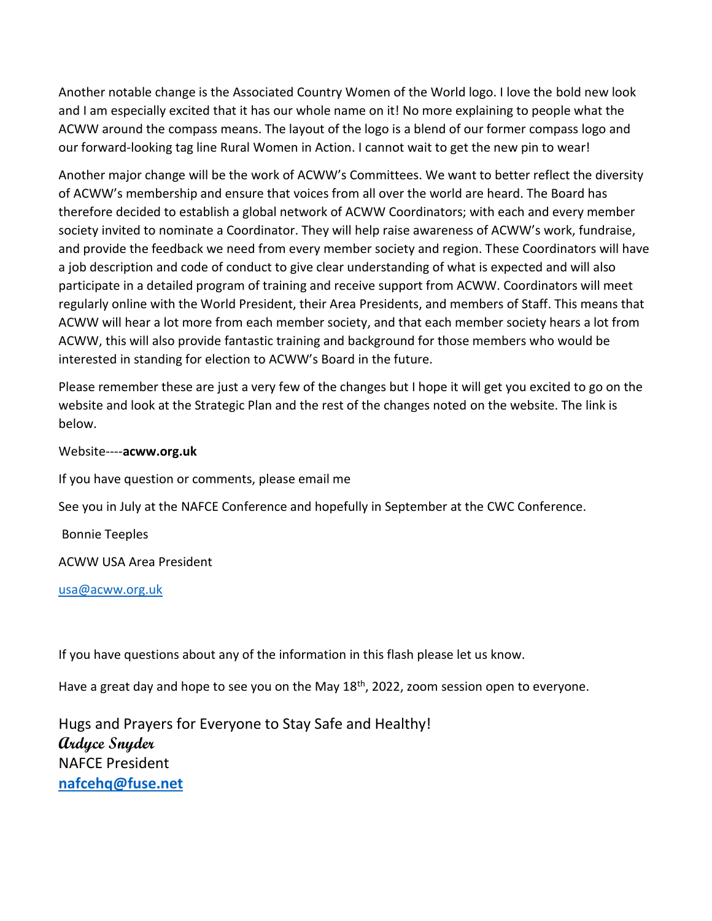Another notable change is the Associated Country Women of the World logo. I love the bold new look and I am especially excited that it has our whole name on it! No more explaining to people what the ACWW around the compass means. The layout of the logo is a blend of our former compass logo and our forward-looking tag line Rural Women in Action. I cannot wait to get the new pin to wear!

Another major change will be the work of ACWW's Committees. We want to better reflect the diversity of ACWW's membership and ensure that voices from all over the world are heard. The Board has therefore decided to establish a global network of ACWW Coordinators; with each and every member society invited to nominate a Coordinator. They will help raise awareness of ACWW's work, fundraise, and provide the feedback we need from every member society and region. These Coordinators will have a job description and code of conduct to give clear understanding of what is expected and will also participate in a detailed program of training and receive support from ACWW. Coordinators will meet regularly online with the World President, their Area Presidents, and members of Staff. This means that ACWW will hear a lot more from each member society, and that each member society hears a lot from ACWW, this will also provide fantastic training and background for those members who would be interested in standing for election to ACWW's Board in the future.

Please remember these are just a very few of the changes but I hope it will get you excited to go on the website and look at the Strategic Plan and the rest of the changes noted on the website. The link is below.

Website----**acww.org.uk**

If you have question or comments, please email me

See you in July at the NAFCE Conference and hopefully in September at the CWC Conference.

Bonnie Teeples

ACWW USA Area President

usa@acww.org.uk

If you have questions about any of the information in this flash please let us know.

Have a great day and hope to see you on the May 18th, 2022, zoom session open to everyone.

Hugs and Prayers for Everyone to Stay Safe and Healthy!
**Ardyce Snyder**
NAFCE President
**nafcehq@fuse.net**